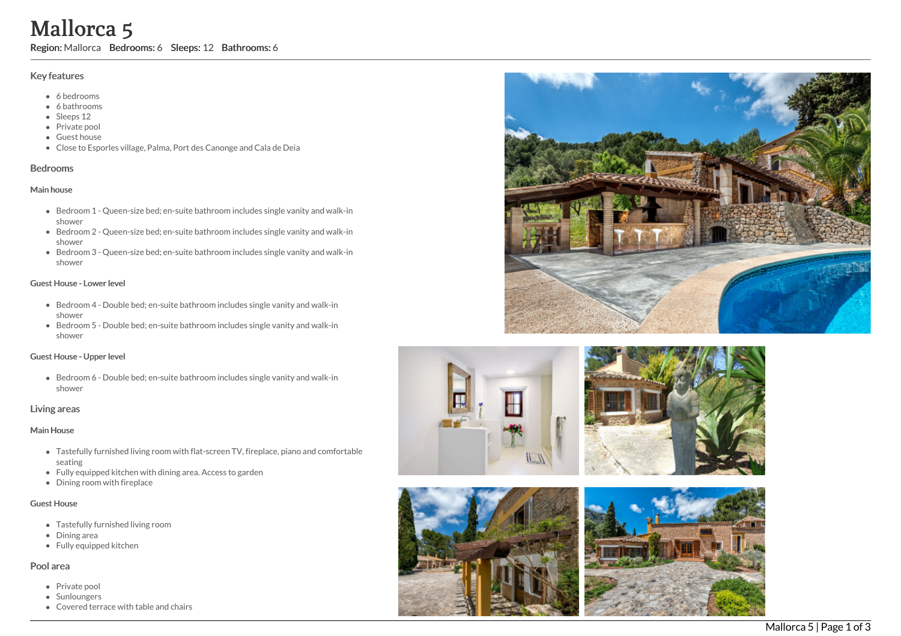# Mallorca 5

**Region:** Mallorca **Bedrooms:** 6 **Sleeps:** 12 **Bathrooms:** 6

## Key features

- 6 bedrooms
- 6 bathrooms
- Sleeps 12
- Private pool
- Guest house
- Close to Esporles village, Palma, Port des Canonge and Cala de Deia

## Bedrooms

### Main house

- Bedroom 1 - Queen-size bed; en-suite bathroom includes single vanity and walk-in shower
- Bedroom 2 - Queen-size bed; en-suite bathroom includes single vanity and walk-in shower
- Bedroom 3 - Queen-size bed; en-suite bathroom includes single vanity and walk-in shower

### Guest House - Lower level

- Bedroom 4 - Double bed; en-suite bathroom includes single vanity and walk-in shower
- Bedroom 5 - Double bed; en-suite bathroom includes single vanity and walk-in shower

### Guest House - Upper level

- Bedroom 6 - Double bed; en-suite bathroom includes single vanity and walk-in shower

## Living areas

### Main House

- Tastefully furnished living room with flat-screen TV, fireplace, piano and comfortable seating
- Fully equipped kitchen with dining area. Access to garden
- Dining room with fireplace

### Guest House

- Tastefully furnished living room
- Dining area
- Fully equipped kitchen

## Pool area

- Private pool
- Sunloungers
- Covered terrace with table and chairs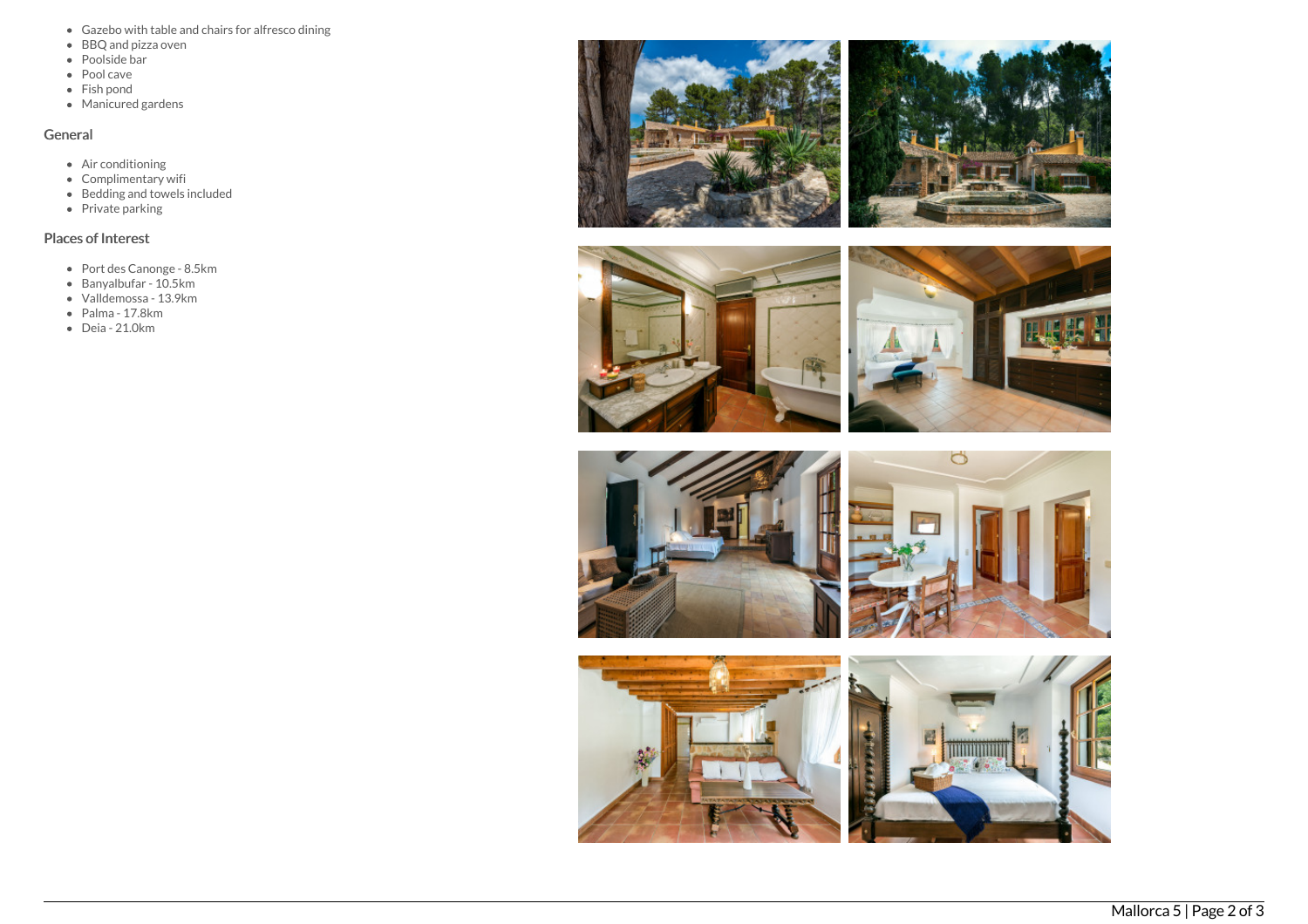- Gazebo with table and chairs for alfresco dining
- BBQ and pizza oven
- Poolside bar
- Pool cave
- Fish pond
- Manicured gardens

## General

- Air conditioning
- Complimentary wifi
- Bedding and towels included
- Private parking

## Places of Interest

- Port des Canonge - 8.5km
- Banyalbufar - 10.5km
- Valldemossa - 13.9km
- Palma - 17.8km
- Deia - 21.0km